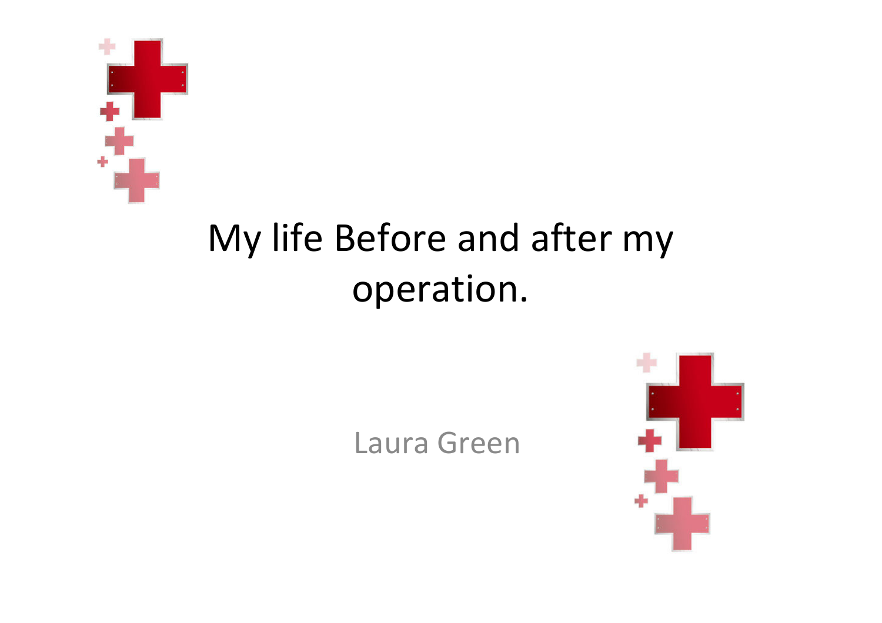# My life Before and after my operation.

Laura Green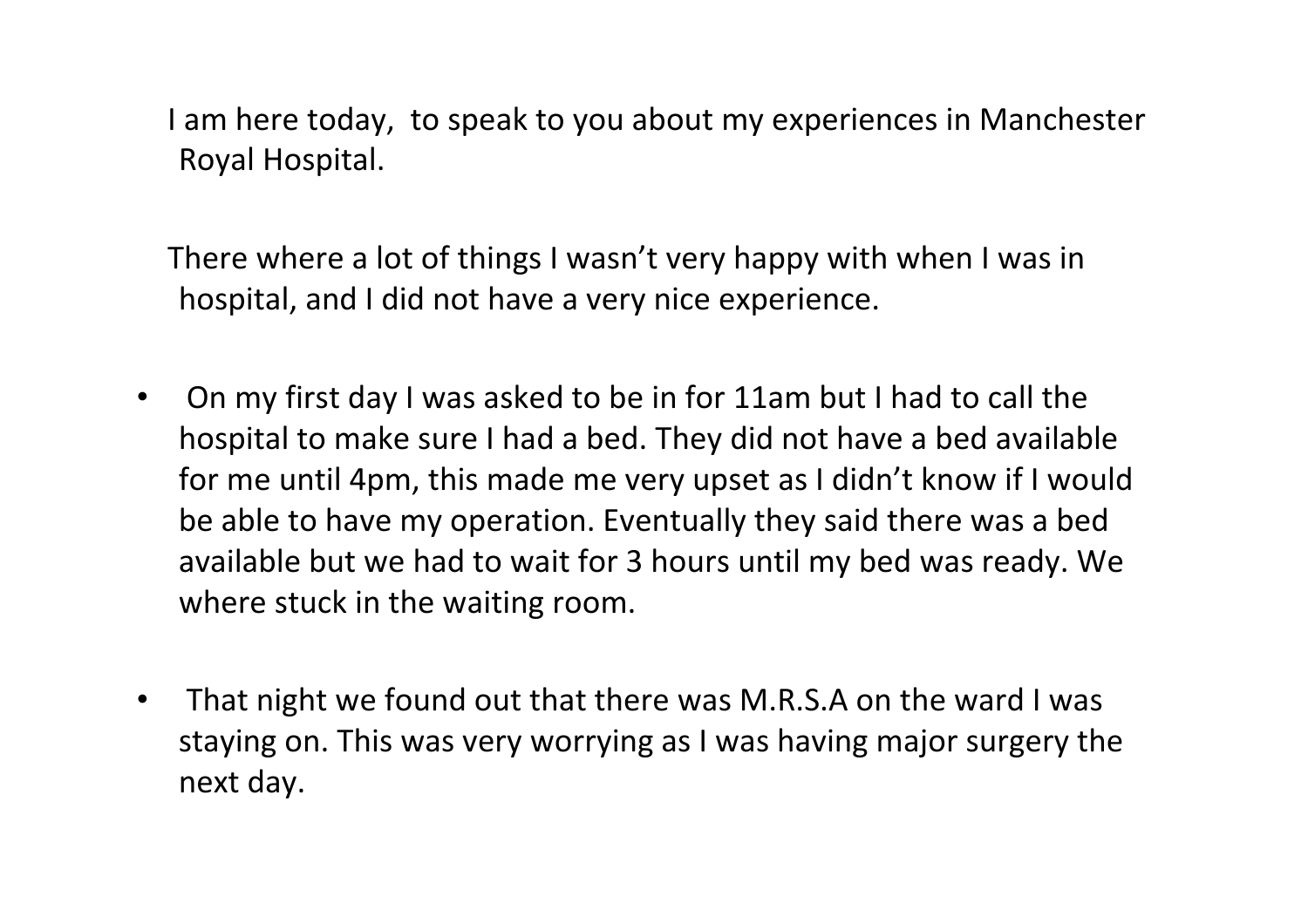I am here today, to speak to you about my experiences in Manchester Royal Hospital.

There where a lot of things I wasn't very happy with when I was in hospital, and I did not have a very nice experience.

- On my first day I was asked to be in for 11am but I had to call the hospital to make sure I had a bed. They did not have a bed available for me until 4pm, this made me very upset as I didn't know if I would be able to have my operation. Eventually they said there was a bed available but we had to wait for 3 hours until my bed was ready. We where stuck in the waiting room.
- That night we found out that there was M.R.S.A on the ward I was staying on. This was very worrying as I was having major surgery the next day.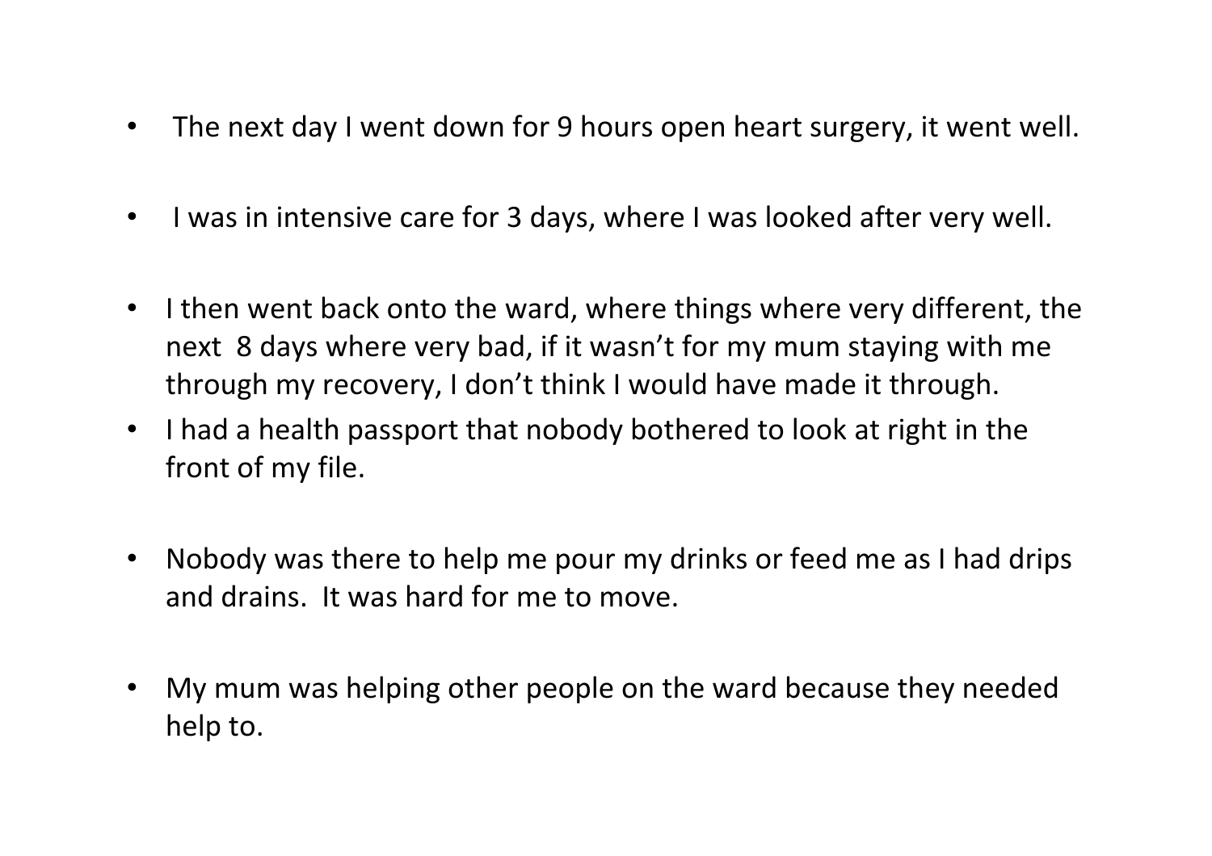- The next day I went down for 9 hours open heart surgery, it went well.
- I was in intensive care for 3 days, where I was looked after very well.
- I then went back onto the ward, where things where very different, the next 8 days where very bad, if it wasn't for my mum staying with me through my recovery, I don't think I would have made it through.
- I had a health passport that nobody bothered to look at right in the front of my file.
- Nobody was there to help me pour my drinks or feed me as I had drips and drains. It was hard for me to move.
- My mum was helping other people on the ward because they needed help to.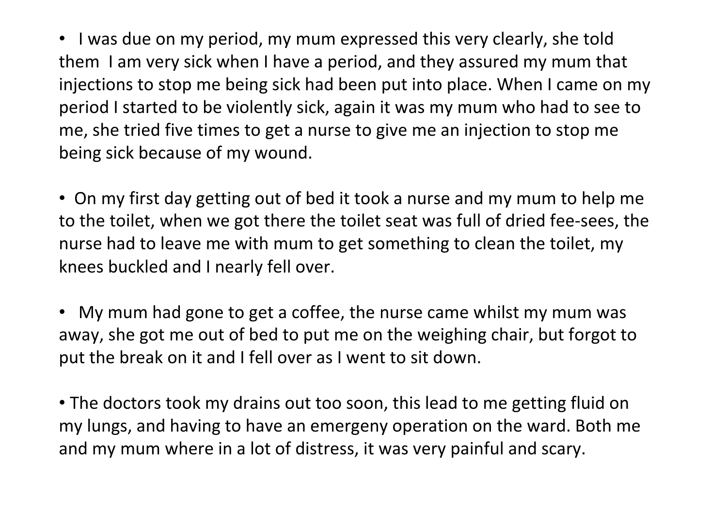- I was due on my period, my mum expressed this very clearly, she told them  I am very sick when I have a period, and they assured my mum that injections to stop me being sick had been put into place. When I came on my period I started to be violently sick, again it was my mum who had to see to me, she tried five times to get a nurse to give me an injection to stop me being sick because of my wound.

- On my first day getting out of bed it took a nurse and my mum to help me to the toilet, when we got there the toilet seat was full of dried fee-sees, the nurse had to leave me with mum to get something to clean the toilet, my knees buckled and I nearly fell over.

- My mum had gone to get a coffee, the nurse came whilst my mum was away, she got me out of bed to put me on the weighing chair, but forgot to put the break on it and I fell over as I went to sit down.

- The doctors took my drains out too soon, this lead to me getting fluid on my lungs, and having to have an emergeny operation on the ward. Both me and my mum where in a lot of distress, it was very painful and scary.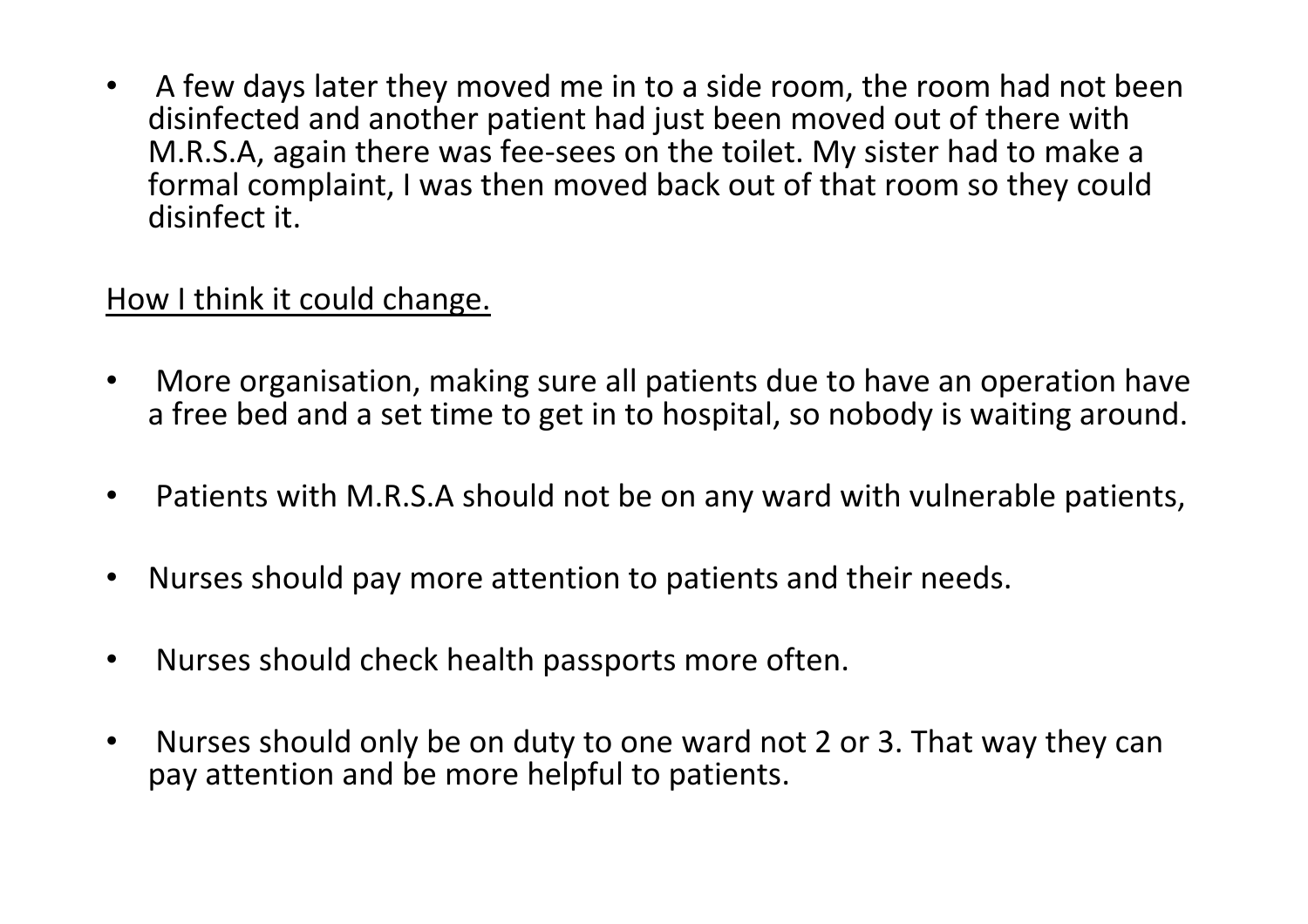- A few days later they moved me in to a side room, the room had not been disinfected and another patient had just been moved out of there with M.R.S.A, again there was fee-sees on the toilet. My sister had to make a formal complaint, I was then moved back out of that room so they could disinfect it.

<u>How I think it could change.</u>

- More organisation, making sure all patients due to have an operation have a free bed and a set time to get in to hospital, so nobody is waiting around.

- Patients with M.R.S.A should not be on any ward with vulnerable patients,

- Nurses should pay more attention to patients and their needs.

- Nurses should check health passports more often.

- Nurses should only be on duty to one ward not 2 or 3. That way they can pay attention and be more helpful to patients.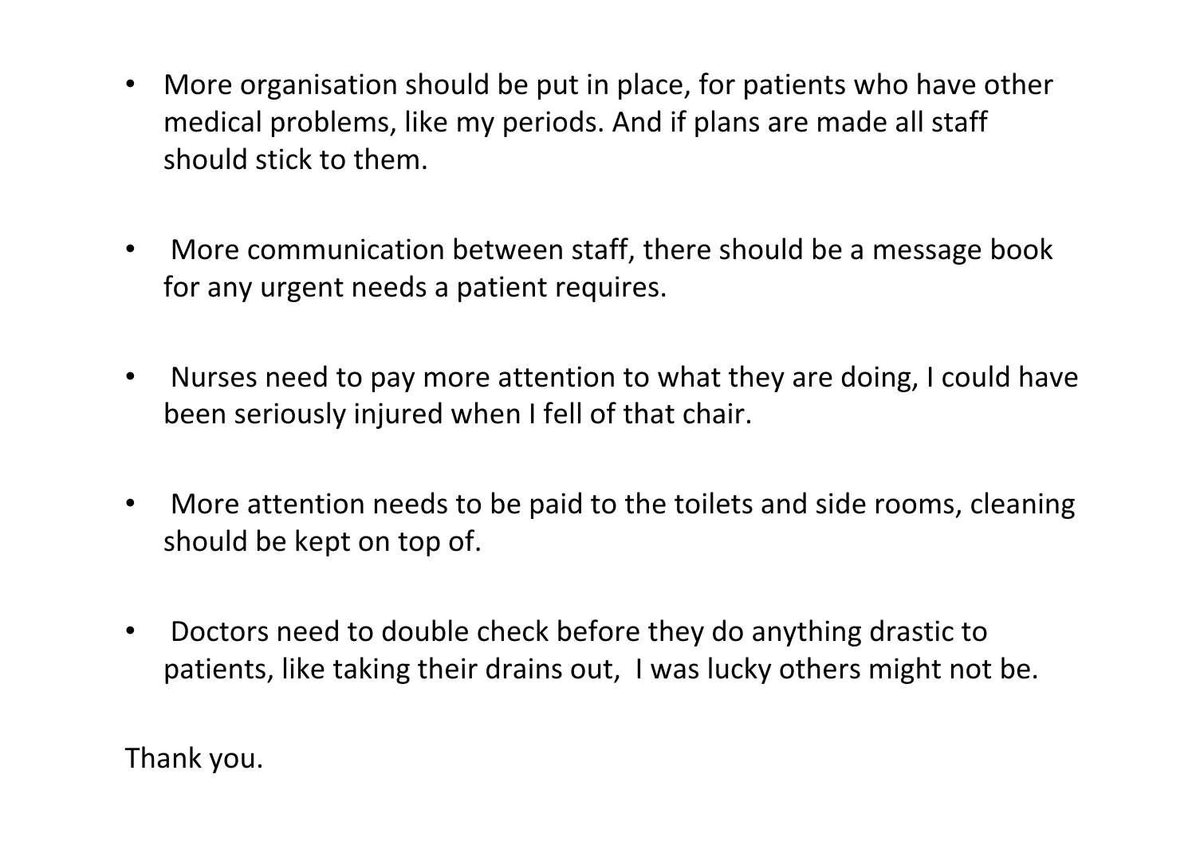- More organisation should be put in place, for patients who have other medical problems, like my periods. And if plans are made all staff should stick to them.

- More communication between staff, there should be a message book for any urgent needs a patient requires.

- Nurses need to pay more attention to what they are doing, I could have been seriously injured when I fell of that chair.

- More attention needs to be paid to the toilets and side rooms, cleaning should be kept on top of.

- Doctors need to double check before they do anything drastic to patients, like taking their drains out,  I was lucky others might not be.

Thank you.